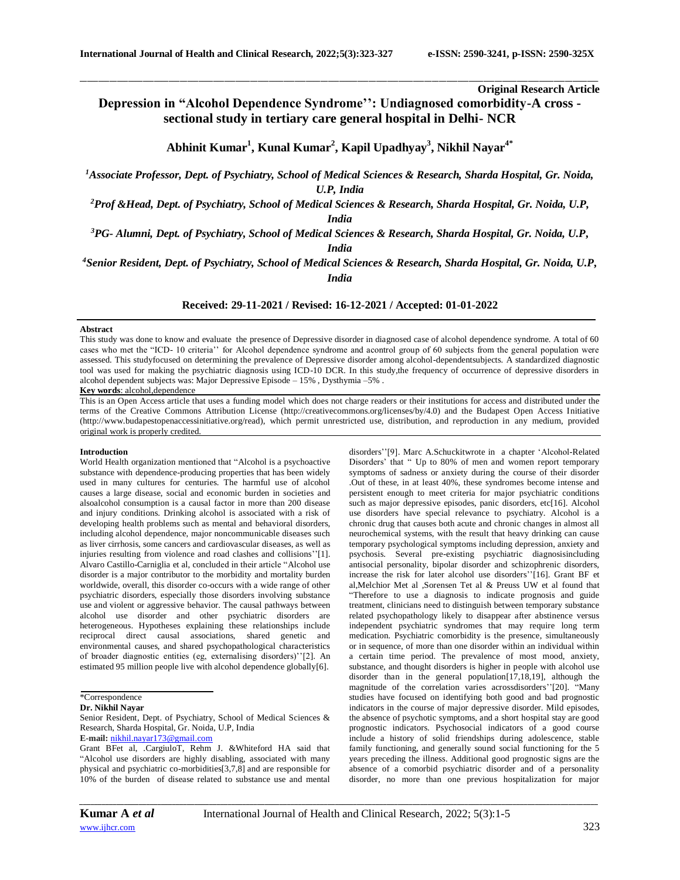**Original Research Article**

# Depression in "Alcohol Dependence Syndrome'': Undiagnosed comorbidity-A cross - sectional study in tertiary care general hospital in Delhi- NCR

**Abhinit Kumar[1], Kunal Kumar[2], Kapil Upadhyay[3], Nikhil Nayar[4*]**

*[1]Associate Professor, Dept. of Psychiatry, School of Medical Sciences & Research, Sharda Hospital, Gr. Noida, U.P, India*

*[2]Prof &Head, Dept. of Psychiatry, School of Medical Sciences & Research, Sharda Hospital, Gr. Noida, U.P, India*

*[3]PG- Alumni, Dept. of Psychiatry, School of Medical Sciences & Research, Sharda Hospital, Gr. Noida, U.P, India*

*[4]Senior Resident, Dept. of Psychiatry, School of Medical Sciences & Research, Sharda Hospital, Gr. Noida, U.P, India*

**Received: 29-11-2021 / Revised: 16-12-2021 / Accepted: 01-01-2022**

**Abstract**

This study was done to know and evaluate the presence of Depressive disorder in diagnosed case of alcohol dependence syndrome. A total of 60 cases who met the "ICD- 10 criteria'' for Alcohol dependence syndrome and acontrol group of 60 subjects from the general population were assessed. This studyfocused on determining the prevalence of Depressive disorder among alcohol-dependentsubjects. A standardized diagnostic tool was used for making the psychiatric diagnosis using ICD-10 DCR. In this study,the frequency of occurrence of depressive disorders in alcohol dependent subjects was: Major Depressive Episode – 15% , Dysthymia –5% .

**Key words**: alcohol,dependence

This is an Open Access article that uses a funding model which does not charge readers or their institutions for access and distributed under the terms of the Creative Commons Attribution License (http://creativecommons.org/licenses/by/4.0) and the Budapest Open Access Initiative (http://www.budapestopenaccessinitiative.org/read), which permit unrestricted use, distribution, and reproduction in any medium, provided original work is properly credited.

**Introduction**

World Health organization mentioned that "Alcohol is a psychoactive substance with dependence-producing properties that has been widely used in many cultures for centuries. The harmful use of alcohol causes a large disease, social and economic burden in societies and alsoalcohol consumption is a causal factor in more than 200 disease and injury conditions. Drinking alcohol is associated with a risk of developing health problems such as mental and behavioral disorders, including alcohol dependence, major noncommunicable diseases such as liver cirrhosis, some cancers and cardiovascular diseases, as well as injuries resulting from violence and road clashes and collisions''[1]. Alvaro Castillo-Carniglia et al, concluded in their article "Alcohol use disorder is a major contributor to the morbidity and mortality burden worldwide, overall, this disorder co-occurs with a wide range of other psychiatric disorders, especially those disorders involving substance use and violent or aggressive behavior. The causal pathways between alcohol use disorder and other psychiatric disorders are heterogeneous. Hypotheses explaining these relationships include reciprocal direct causal associations, shared genetic and environmental causes, and shared psychopathological characteristics of broader diagnostic entities (eg, externalising disorders)''[2]. An estimated 95 million people live with alcohol dependence globally[6].

Grant BFet al, .CargiuloT, Rehm J. &Whiteford HA said that "Alcohol use disorders are highly disabling, associated with many physical and psychiatric co-morbidities[3,7,8] and are responsible for 10% of the burden of disease related to substance use and mental disorders''[9]. Marc A.Schuckitwrote in a chapter 'Alcohol-Related Disorders' that " Up to 80% of men and women report temporary symptoms of sadness or anxiety during the course of their disorder .Out of these, in at least 40%, these syndromes become intense and persistent enough to meet criteria for major psychiatric conditions such as major depressive episodes, panic disorders, etc[16]. Alcohol use disorders have special relevance to psychiatry. Alcohol is a chronic drug that causes both acute and chronic changes in almost all neurochemical systems, with the result that heavy drinking can cause temporary psychological symptoms including depression, anxiety and psychosis. Several pre-existing psychiatric diagnosisincluding antisocial personality, bipolar disorder and schizophrenic disorders, increase the risk for later alcohol use disorders''[16]. Grant BF et al,Melchior Met al ,Sorensen Tet al & Preuss UW et al found that "Therefore to use a diagnosis to indicate prognosis and guide treatment, clinicians need to distinguish between temporary substance related psychopathology likely to disappear after abstinence versus independent psychiatric syndromes that may require long term medication. Psychiatric comorbidity is the presence, simultaneously or in sequence, of more than one disorder within an individual within a certain time period. The prevalence of most mood, anxiety, substance, and thought disorders is higher in people with alcohol use disorder than in the general population[17,18,19], although the magnitude of the correlation varies acrossdisorders''[20]. "Many studies have focused on identifying both good and bad prognostic indicators in the course of major depressive disorder. Mild episodes, the absence of psychotic symptoms, and a short hospital stay are good prognostic indicators. Psychosocial indicators of a good course include a history of solid friendships during adolescence, stable family functioning, and generally sound social functioning for the 5 years preceding the illness. Additional good prognostic signs are the absence of a comorbid psychiatric disorder and of a personality disorder, no more than one previous hospitalization for major

\*Correspondence

**Dr. Nikhil Nayar**

Senior Resident, Dept. of Psychiatry, School of Medical Sciences & Research, Sharda Hospital, Gr. Noida, U.P, India

**E-mail:** nikhil.nayar173@gmail.com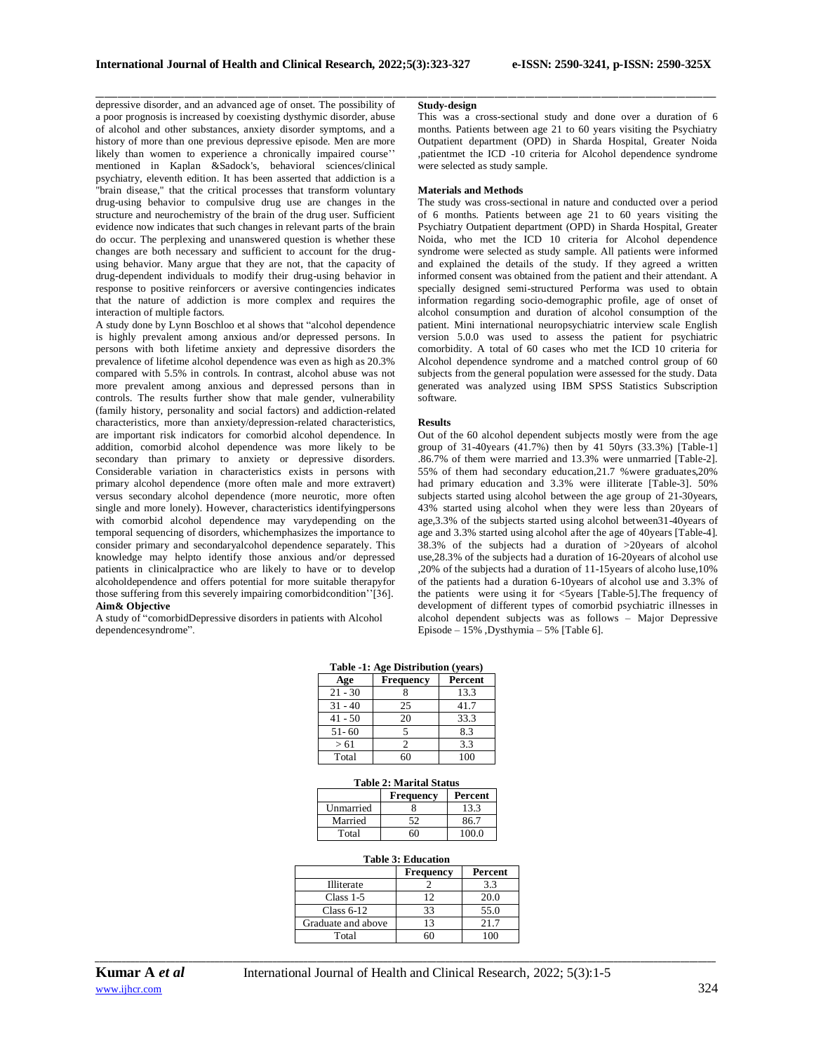depressive disorder, and an advanced age of onset. The possibility of a poor prognosis is increased by coexisting dysthymic disorder, abuse of alcohol and other substances, anxiety disorder symptoms, and a history of more than one previous depressive episode. Men are more likely than women to experience a chronically impaired course'' mentioned in Kaplan &Sadock's, behavioral sciences/clinical psychiatry, eleventh edition. It has been asserted that addiction is a "brain disease," that the critical processes that transform voluntary drug-using behavior to compulsive drug use are changes in the structure and neurochemistry of the brain of the drug user. Sufficient evidence now indicates that such changes in relevant parts of the brain do occur. The perplexing and unanswered question is whether these changes are both necessary and sufficient to account for the drug-using behavior. Many argue that they are not, that the capacity of drug-dependent individuals to modify their drug-using behavior in response to positive reinforcers or aversive contingencies indicates that the nature of addiction is more complex and requires the interaction of multiple factors.

A study done by Lynn Boschloo et al shows that "alcohol dependence is highly prevalent among anxious and/or depressed persons. In persons with both lifetime anxiety and depressive disorders the prevalence of lifetime alcohol dependence was even as high as 20.3% compared with 5.5% in controls. In contrast, alcohol abuse was not more prevalent among anxious and depressed persons than in controls. The results further show that male gender, vulnerability (family history, personality and social factors) and addiction-related characteristics, more than anxiety/depression-related characteristics, are important risk indicators for comorbid alcohol dependence. In addition, comorbid alcohol dependence was more likely to be secondary than primary to anxiety or depressive disorders. Considerable variation in characteristics exists in persons with primary alcohol dependence (more often male and more extravert) versus secondary alcohol dependence (more neurotic, more often single and more lonely). However, characteristics identifyingpersons with comorbid alcohol dependence may varydepending on the temporal sequencing of disorders, whichemphasizes the importance to consider primary and secondaryalcohol dependence separately. This knowledge may helpto identify those anxious and/or depressed patients in clinicalpractice who are likely to have or to develop alcoholdependence and offers potential for more suitable therapyfor those suffering from this severely impairing comorbidcondition''[36].

**Aim& Objective**

A study of "comorbidDepressive disorders in patients with Alcohol dependencesyndrome".

**Study-design**

This was a cross-sectional study and done over a duration of 6 months. Patients between age 21 to 60 years visiting the Psychiatry Outpatient department (OPD) in Sharda Hospital, Greater Noida ,patientmet the ICD -10 criteria for Alcohol dependence syndrome were selected as study sample.

**Materials and Methods**

The study was cross-sectional in nature and conducted over a period of 6 months. Patients between age 21 to 60 years visiting the Psychiatry Outpatient department (OPD) in Sharda Hospital, Greater Noida, who met the ICD 10 criteria for Alcohol dependence syndrome were selected as study sample. All patients were informed and explained the details of the study. If they agreed a written informed consent was obtained from the patient and their attendant. A specially designed semi-structured Performa was used to obtain information regarding socio-demographic profile, age of onset of alcohol consumption and duration of alcohol consumption of the patient. Mini international neuropsychiatric interview scale English version 5.0.0 was used to assess the patient for psychiatric comorbidity. A total of 60 cases who met the ICD 10 criteria for Alcohol dependence syndrome and a matched control group of 60 subjects from the general population were assessed for the study. Data generated was analyzed using IBM SPSS Statistics Subscription software.

**Results**

Out of the 60 alcohol dependent subjects mostly were from the age group of 31-40years (41.7%) then by 41 50yrs (33.3%) [Table-1] .86.7% of them were married and 13.3% were unmarried [Table-2]. 55% of them had secondary education,21.7 %were graduates,20% had primary education and 3.3% were illiterate [Table-3]. 50% subjects started using alcohol between the age group of 21-30years, 43% started using alcohol when they were less than 20years of age,3.3% of the subjects started using alcohol between31-40years of age and 3.3% started using alcohol after the age of 40years [Table-4]. 38.3% of the subjects had a duration of >20years of alcohol use,28.3% of the subjects had a duration of 16-20years of alcohol use ,20% of the subjects had a duration of 11-15years of alcoho luse,10% of the patients had a duration 6-10years of alcohol use and 3.3% of the patients were using it for <5years [Table-5].The frequency of development of different types of comorbid psychiatric illnesses in alcohol dependent subjects was as follows – Major Depressive Episode – 15% ,Dysthymia – 5% [Table 6].

**Table -1: Age Distribution (years)**

| Age | Frequency | Percent |
|---|---|---|
| 21 - 30 | 8 | 13.3 |
| 31 - 40 | 25 | 41.7 |
| 41 - 50 | 20 | 33.3 |
| 51- 60 | 5 | 8.3 |
| > 61 | 2 | 3.3 |
| Total | 60 | 100 |

**Table 2: Marital Status**

| | Frequency | Percent |
|---|---|---|
| Unmarried | 8 | 13.3 |
| Married | 52 | 86.7 |
| Total | 60 | 100.0 |

**Table 3: Education**

| | Frequency | Percent |
|---|---|---|
| Illiterate | 2 | 3.3 |
| Class 1-5 | 12 | 20.0 |
| Class 6-12 | 33 | 55.0 |
| Graduate and above | 13 | 21.7 |
| Total | 60 | 100 |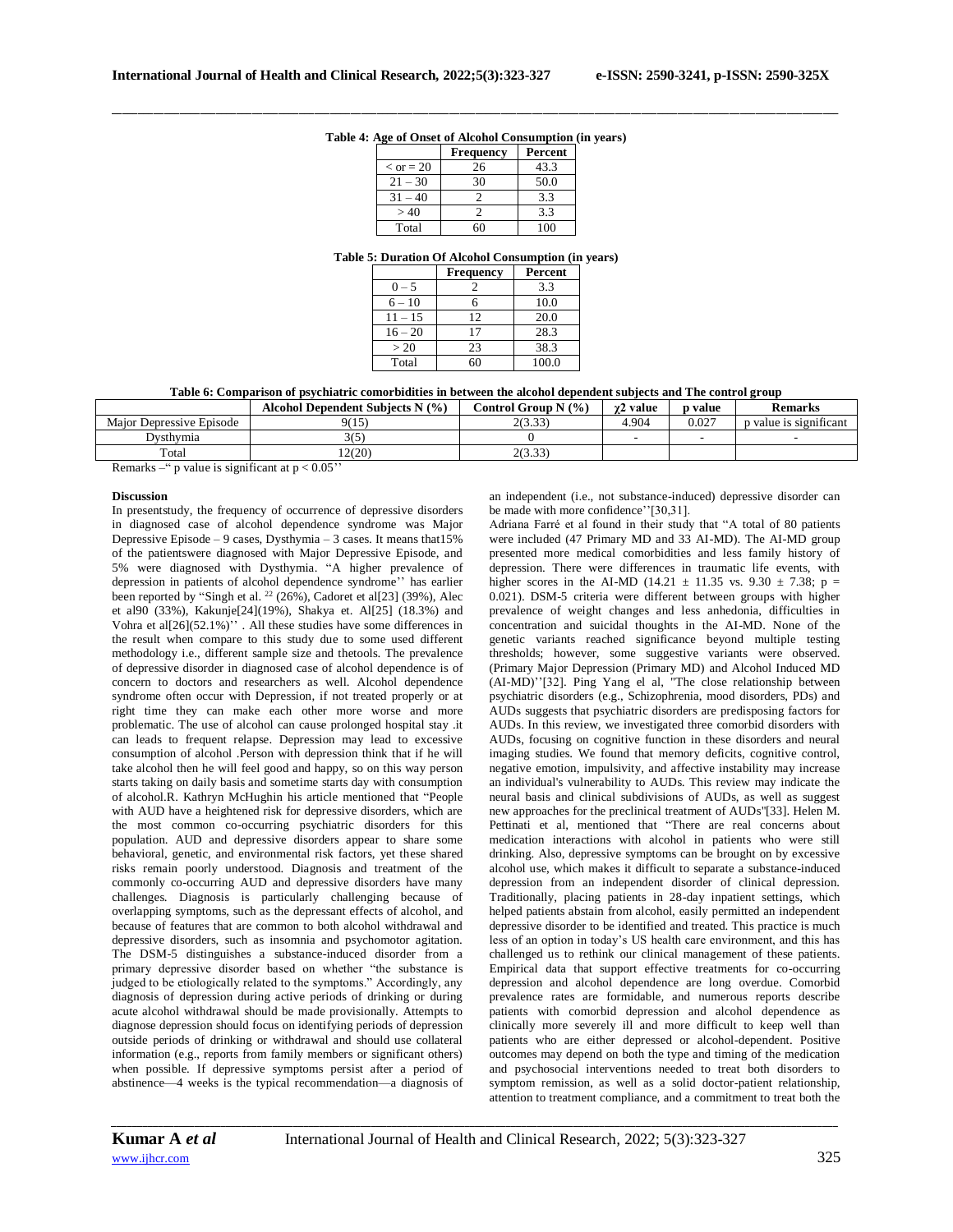**Table 4: Age of Onset of Alcohol Consumption (in years)**

| | Frequency | Percent |
|---|---|---|
| < or = 20 | 26 | 43.3 |
| 21 – 30 | 30 | 50.0 |
| 31 – 40 | 2 | 3.3 |
| > 40 | 2 | 3.3 |
| Total | 60 | 100 |

**Table 5: Duration Of Alcohol Consumption (in years)**

| | Frequency | Percent |
|---|---|---|
| 0 – 5 | 2 | 3.3 |
| 6 – 10 | 6 | 10.0 |
| 11 – 15 | 12 | 20.0 |
| 16 – 20 | 17 | 28.3 |
| > 20 | 23 | 38.3 |
| Total | 60 | 100.0 |

**Table 6: Comparison of psychiatric comorbidities in between the alcohol dependent subjects and The control group**

| | Alcohol Dependent Subjects N (%) | Control Group N (%) | $\chi 2$ value | p value | Remarks |
|---|---|---|---|---|---|
| Major Depressive Episode | 9(15) | 2(3.33) | 4.904 | 0.027 | p value is significant |
| Dysthymia | 3(5) | 0 | - | - | - |
| Total | 12(20) | 2(3.33) | | | |

Remarks –" p value is significant at $p < 0.05$''

#### Discussion

In presentstudy, the frequency of occurrence of depressive disorders in diagnosed case of alcohol dependence syndrome was Major Depressive Episode – 9 cases, Dysthymia – 3 cases. It means that15% of the patientswere diagnosed with Major Depressive Episode, and 5% were diagnosed with Dysthymia. "A higher prevalence of depression in patients of alcohol dependence syndrome'' has earlier been reported by "Singh et al. [22] (26%), Cadoret et al[23] (39%), Alec et al90 (33%), Kakunje[24](19%), Shakya et. Al[25] (18.3%) and Vohra et al[26](52.1%)'' . All these studies have some differences in the result when compare to this study due to some used different methodology i.e., different sample size and thetools. The prevalence of depressive disorder in diagnosed case of alcohol dependence is of concern to doctors and researchers as well. Alcohol dependence syndrome often occur with Depression, if not treated properly or at right time they can make each other more worse and more problematic. The use of alcohol can cause prolonged hospital stay .it can leads to frequent relapse. Depression may lead to excessive consumption of alcohol .Person with depression think that if he will take alcohol then he will feel good and happy, so on this way person starts taking on daily basis and sometime starts day with consumption of alcohol.R. Kathryn McHughin his article mentioned that "People with AUD have a heightened risk for depressive disorders, which are the most common co-occurring psychiatric disorders for this population. AUD and depressive disorders appear to share some behavioral, genetic, and environmental risk factors, yet these shared risks remain poorly understood. Diagnosis and treatment of the commonly co-occurring AUD and depressive disorders have many challenges. Diagnosis is particularly challenging because of overlapping symptoms, such as the depressant effects of alcohol, and because of features that are common to both alcohol withdrawal and depressive disorders, such as insomnia and psychomotor agitation. The DSM-5 distinguishes a substance-induced disorder from a primary depressive disorder based on whether "the substance is judged to be etiologically related to the symptoms." Accordingly, any diagnosis of depression during active periods of drinking or during acute alcohol withdrawal should be made provisionally. Attempts to diagnose depression should focus on identifying periods of depression outside periods of drinking or withdrawal and should use collateral information (e.g., reports from family members or significant others) when possible. If depressive symptoms persist after a period of abstinence—4 weeks is the typical recommendation—a diagnosis of an independent (i.e., not substance-induced) depressive disorder can be made with more confidence''[30,31].

Adriana Farré et al found in their study that "A total of 80 patients were included (47 Primary MD and 33 AI-MD). The AI-MD group presented more medical comorbidities and less family history of depression. There were differences in traumatic life events, with higher scores in the AI-MD (14.21 ± 11.35 vs. 9.30 ± 7.38; p = 0.021). DSM-5 criteria were different between groups with higher prevalence of weight changes and less anhedonia, difficulties in concentration and suicidal thoughts in the AI-MD. None of the genetic variants reached significance beyond multiple testing thresholds; however, some suggestive variants were observed. (Primary Major Depression (Primary MD) and Alcohol Induced MD (AI-MD)''[32]. Ping Yang el al, "The close relationship between psychiatric disorders (e.g., Schizophrenia, mood disorders, PDs) and AUDs suggests that psychiatric disorders are predisposing factors for AUDs. In this review, we investigated three comorbid disorders with AUDs, focusing on cognitive function in these disorders and neural imaging studies. We found that memory deficits, cognitive control, negative emotion, impulsivity, and affective instability may increase an individual's vulnerability to AUDs. This review may indicate the neural basis and clinical subdivisions of AUDs, as well as suggest new approaches for the preclinical treatment of AUDs"[33]. Helen M. Pettinati et al, mentioned that "There are real concerns about medication interactions with alcohol in patients who were still drinking. Also, depressive symptoms can be brought on by excessive alcohol use, which makes it difficult to separate a substance-induced depression from an independent disorder of clinical depression. Traditionally, placing patients in 28-day inpatient settings, which helped patients abstain from alcohol, easily permitted an independent depressive disorder to be identified and treated. This practice is much less of an option in today's US health care environment, and this has challenged us to rethink our clinical management of these patients. Empirical data that support effective treatments for co-occurring depression and alcohol dependence are long overdue. Comorbid prevalence rates are formidable, and numerous reports describe patients with comorbid depression and alcohol dependence as clinically more severely ill and more difficult to keep well than patients who are either depressed or alcohol-dependent. Positive outcomes may depend on both the type and timing of the medication and psychosocial interventions needed to treat both disorders to symptom remission, as well as a solid doctor-patient relationship, attention to treatment compliance, and a commitment to treat both the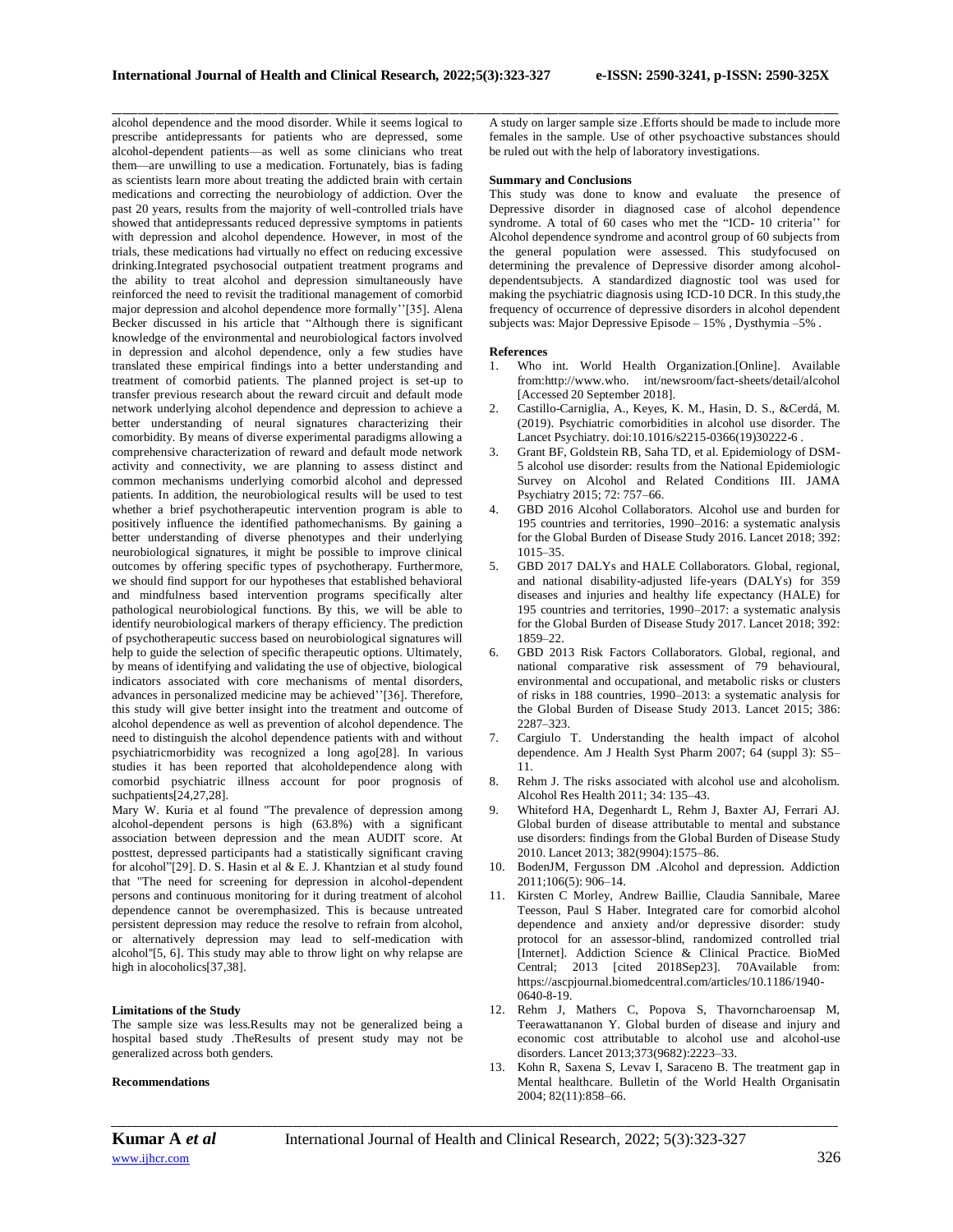alcohol dependence and the mood disorder. While it seems logical to prescribe antidepressants for patients who are depressed, some alcohol-dependent patients—as well as some clinicians who treat them—are unwilling to use a medication. Fortunately, bias is fading as scientists learn more about treating the addicted brain with certain medications and correcting the neurobiology of addiction. Over the past 20 years, results from the majority of well-controlled trials have showed that antidepressants reduced depressive symptoms in patients with depression and alcohol dependence. However, in most of the trials, these medications had virtually no effect on reducing excessive drinking.Integrated psychosocial outpatient treatment programs and the ability to treat alcohol and depression simultaneously have reinforced the need to revisit the traditional management of comorbid major depression and alcohol dependence more formally''[35]. Alena Becker discussed in his article that "Although there is significant knowledge of the environmental and neurobiological factors involved in depression and alcohol dependence, only a few studies have translated these empirical findings into a better understanding and treatment of comorbid patients. The planned project is set-up to transfer previous research about the reward circuit and default mode network underlying alcohol dependence and depression to achieve a better understanding of neural signatures characterizing their comorbidity. By means of diverse experimental paradigms allowing a comprehensive characterization of reward and default mode network activity and connectivity, we are planning to assess distinct and common mechanisms underlying comorbid alcohol and depressed patients. In addition, the neurobiological results will be used to test whether a brief psychotherapeutic intervention program is able to positively influence the identified pathomechanisms. By gaining a better understanding of diverse phenotypes and their underlying neurobiological signatures, it might be possible to improve clinical outcomes by offering specific types of psychotherapy. Furthermore, we should find support for our hypotheses that established behavioral and mindfulness based intervention programs specifically alter pathological neurobiological functions. By this, we will be able to identify neurobiological markers of therapy efficiency. The prediction of psychotherapeutic success based on neurobiological signatures will help to guide the selection of specific therapeutic options. Ultimately, by means of identifying and validating the use of objective, biological indicators associated with core mechanisms of mental disorders, advances in personalized medicine may be achieved''[36]. Therefore, this study will give better insight into the treatment and outcome of alcohol dependence as well as prevention of alcohol dependence. The need to distinguish the alcohol dependence patients with and without psychiatricmorbidity was recognized a long ago[28]. In various studies it has been reported that alcoholdependence along with comorbid psychiatric illness account for poor prognosis of suchpatients[24,27,28].

Mary W. Kuria et al found "The prevalence of depression among alcohol-dependent persons is high (63.8%) with a significant association between depression and the mean AUDIT score. At posttest, depressed participants had a statistically significant craving for alcohol"[29]. D. S. Hasin et al & E. J. Khantzian et al study found that "The need for screening for depression in alcohol-dependent persons and continuous monitoring for it during treatment of alcohol dependence cannot be overemphasized. This is because untreated persistent depression may reduce the resolve to refrain from alcohol, or alternatively depression may lead to self-medication with alcohol"[5, 6]. This study may able to throw light on why relapse are high in alocoholics[37,38].

**Limitations of the Study**

The sample size was less.Results may not be generalized being a hospital based study .TheResults of present study may not be generalized across both genders.

**Recommendations**

A study on larger sample size .Efforts should be made to include more females in the sample. Use of other psychoactive substances should be ruled out with the help of laboratory investigations.

**Summary and Conclusions**

This study was done to know and evaluate the presence of Depressive disorder in diagnosed case of alcohol dependence syndrome. A total of 60 cases who met the "ICD- 10 criteria'' for Alcohol dependence syndrome and acontrol group of 60 subjects from the general population were assessed. This studyfocused on determining the prevalence of Depressive disorder among alcohol-dependentsubjects. A standardized diagnostic tool was used for making the psychiatric diagnosis using ICD-10 DCR. In this study,the frequency of occurrence of depressive disorders in alcohol dependent subjects was: Major Depressive Episode – 15% , Dysthymia –5% .

**References**

1. Who int. World Health Organization.[Online]. Available from:http://www.who. int/newsroom/fact-sheets/detail/alcohol [Accessed 20 September 2018].
2. Castillo-Carniglia, A., Keyes, K. M., Hasin, D. S., &Cerdá, M. (2019). Psychiatric comorbidities in alcohol use disorder. The Lancet Psychiatry. doi:10.1016/s2215-0366(19)30222-6 .
3. Grant BF, Goldstein RB, Saha TD, et al. Epidemiology of DSM-5 alcohol use disorder: results from the National Epidemiologic Survey on Alcohol and Related Conditions III. JAMA Psychiatry 2015; 72: 757–66.
4. GBD 2016 Alcohol Collaborators. Alcohol use and burden for 195 countries and territories, 1990–2016: a systematic analysis for the Global Burden of Disease Study 2016. Lancet 2018; 392: 1015–35.
5. GBD 2017 DALYs and HALE Collaborators. Global, regional, and national disability-adjusted life-years (DALYs) for 359 diseases and injuries and healthy life expectancy (HALE) for 195 countries and territories, 1990–2017: a systematic analysis for the Global Burden of Disease Study 2017. Lancet 2018; 392: 1859–22.
6. GBD 2013 Risk Factors Collaborators. Global, regional, and national comparative risk assessment of 79 behavioural, environmental and occupational, and metabolic risks or clusters of risks in 188 countries, 1990–2013: a systematic analysis for the Global Burden of Disease Study 2013. Lancet 2015; 386: 2287–323.
7. Cargiulo T. Understanding the health impact of alcohol dependence. Am J Health Syst Pharm 2007; 64 (suppl 3): S5–11.
8. Rehm J. The risks associated with alcohol use and alcoholism. Alcohol Res Health 2011; 34: 135–43.
9. Whiteford HA, Degenhardt L, Rehm J, Baxter AJ, Ferrari AJ. Global burden of disease attributable to mental and substance use disorders: findings from the Global Burden of Disease Study 2010. Lancet 2013; 382(9904):1575–86.
10. BodenJM, Fergusson DM .Alcohol and depression. Addiction 2011;106(5): 906–14.
11. Kirsten C Morley, Andrew Baillie, Claudia Sannibale, Maree Teesson, Paul S Haber. Integrated care for comorbid alcohol dependence and anxiety and/or depressive disorder: study protocol for an assessor-blind, randomized controlled trial [Internet]. Addiction Science & Clinical Practice. BioMed Central; 2013 [cited 2018Sep23]. 70Available from: https://ascpjournal.biomedcentral.com/articles/10.1186/1940-0640-8-19.
12. Rehm J, Mathers C, Popova S, Thavorncharoensap M, Teerawattananon Y. Global burden of disease and injury and economic cost attributable to alcohol use and alcohol-use disorders. Lancet 2013;373(9682):2223–33.
13. Kohn R, Saxena S, Levav I, Saraceno B. The treatment gap in Mental healthcare. Bulletin of the World Health Organisatin 2004; 82(11):858–66.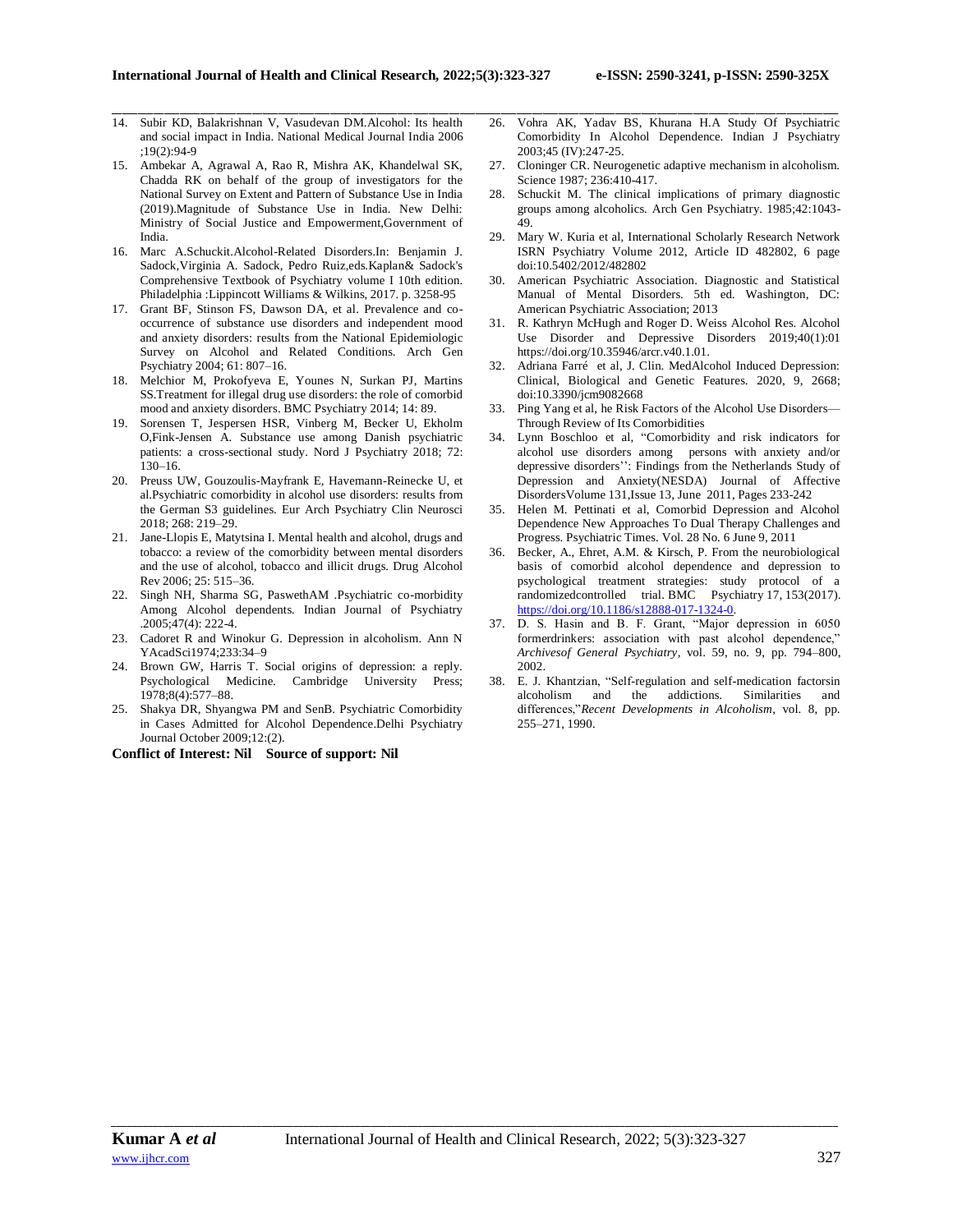14. Subir KD, Balakrishnan V, Vasudevan DM.Alcohol: Its health and social impact in India. National Medical Journal India 2006 ;19(2):94-9
15. Ambekar A, Agrawal A, Rao R, Mishra AK, Khandelwal SK, Chadda RK on behalf of the group of investigators for the National Survey on Extent and Pattern of Substance Use in India (2019).Magnitude of Substance Use in India. New Delhi: Ministry of Social Justice and Empowerment,Government of India.
16. Marc A.Schuckit.Alcohol-Related Disorders.In: Benjamin J. Sadock,Virginia A. Sadock, Pedro Ruiz,eds.Kaplan& Sadock's Comprehensive Textbook of Psychiatry volume I 10th edition. Philadelphia :Lippincott Williams & Wilkins, 2017. p. 3258-95
17. Grant BF, Stinson FS, Dawson DA, et al. Prevalence and co-occurrence of substance use disorders and independent mood and anxiety disorders: results from the National Epidemiologic Survey on Alcohol and Related Conditions. Arch Gen Psychiatry 2004; 61: 807–16.
18. Melchior M, Prokofyeva E, Younes N, Surkan PJ, Martins SS.Treatment for illegal drug use disorders: the role of comorbid mood and anxiety disorders. BMC Psychiatry 2014; 14: 89.
19. Sorensen T, Jespersen HSR, Vinberg M, Becker U, Ekholm O,Fink-Jensen A. Substance use among Danish psychiatric patients: a cross-sectional study. Nord J Psychiatry 2018; 72: 130–16.
20. Preuss UW, Gouzoulis-Mayfrank E, Havemann-Reinecke U, et al.Psychiatric comorbidity in alcohol use disorders: results from the German S3 guidelines. Eur Arch Psychiatry Clin Neurosci 2018; 268: 219–29.
21. Jane-Llopis E, Matytsina I. Mental health and alcohol, drugs and tobacco: a review of the comorbidity between mental disorders and the use of alcohol, tobacco and illicit drugs. Drug Alcohol Rev 2006; 25: 515–36.
22. Singh NH, Sharma SG, PaswethAM .Psychiatric co-morbidity Among Alcohol dependents. Indian Journal of Psychiatry .2005;47(4): 222-4.
23. Cadoret R and Winokur G. Depression in alcoholism. Ann N YAcadSci1974;233:34–9
24. Brown GW, Harris T. Social origins of depression: a reply. Psychological Medicine. Cambridge University Press; 1978;8(4):577–88.
25. Shakya DR, Shyangwa PM and SenB. Psychiatric Comorbidity in Cases Admitted for Alcohol Dependence.Delhi Psychiatry Journal October 2009;12:(2).
26. Vohra AK, Yadav BS, Khurana H.A Study Of Psychiatric Comorbidity In Alcohol Dependence. Indian J Psychiatry 2003;45 (IV):247-25.
27. Cloninger CR. Neurogenetic adaptive mechanism in alcoholism. Science 1987; 236:410-417.
28. Schuckit M. The clinical implications of primary diagnostic groups among alcoholics. Arch Gen Psychiatry. 1985;42:1043-49.
29. Mary W. Kuria et al, International Scholarly Research Network ISRN Psychiatry Volume 2012, Article ID 482802, 6 page doi:10.5402/2012/482802
30. American Psychiatric Association. Diagnostic and Statistical Manual of Mental Disorders. 5th ed. Washington, DC: American Psychiatric Association; 2013
31. R. Kathryn McHugh and Roger D. Weiss Alcohol Res. Alcohol Use Disorder and Depressive Disorders 2019;40(1):01 https://doi.org/10.35946/arcr.v40.1.01.
32. Adriana Farré et al, J. Clin. MedAlcohol Induced Depression: Clinical, Biological and Genetic Features. 2020, 9, 2668; doi:10.3390/jcm9082668
33. Ping Yang et al, he Risk Factors of the Alcohol Use Disorders—Through Review of Its Comorbidities
34. Lynn Boschloo et al, "Comorbidity and risk indicators for alcohol use disorders among persons with anxiety and/or depressive disorders'': Findings from the Netherlands Study of Depression and Anxiety(NESDA) Journal of Affective DisordersVolume 131,Issue 13, June 2011, Pages 233-242
35. Helen M. Pettinati et al, Comorbid Depression and Alcohol Dependence New Approaches To Dual Therapy Challenges and Progress. Psychiatric Times. Vol. 28 No. 6 June 9, 2011
36. Becker, A., Ehret, A.M. & Kirsch, P. From the neurobiological basis of comorbid alcohol dependence and depression to psychological treatment strategies: study protocol of a randomizedcontrolled trial. BMC Psychiatry 17, 153(2017). https://doi.org/10.1186/s12888-017-1324-0.
37. D. S. Hasin and B. F. Grant, "Major depression in 6050 formerdrinkers: association with past alcohol dependence," *Archivesof General Psychiatry*, vol. 59, no. 9, pp. 794–800, 2002.
38. E. J. Khantzian, "Self-regulation and self-medication factorsin alcoholism and the addictions. Similarities and differences,"*Recent Developments in Alcoholism*, vol. 8, pp. 255–271, 1990.

**Conflict of Interest: Nil Source of support: Nil**